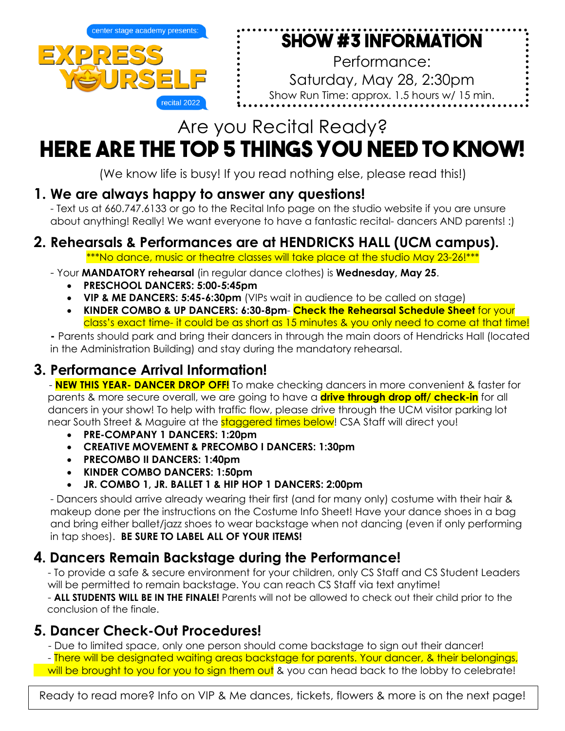center stage academy presents:

# EXPRESS YOURSELF

recital 2022

## SHOW #3 INFORMATION

Performance:

Saturday, May 28, 2:30pm

Show Run Time: approx. 1.5 hours w/ 15 min.

Are you Recital Ready?

# HERE ARE THE TOP 5 THINGS YOU NEED TO KNOW!

(We know life is busy! If you read nothing else, please read this!)

## 1. We are always happy to answer any questions!

- Text us at 660.747.6133 or go to the Recital Info page on the studio website if you are unsure about anything! Really! We want everyone to have a fantastic recital- dancers AND parents! :)

## 2. Rehearsals & Performances are at HENDRICKS HALL (UCM campus).

***No dance, music or theatre classes will take place at the studio May 23-26!***

- Your **MANDATORY rehearsal** (in regular dance clothes) is **Wednesday, May 25**.
  - **PRESCHOOL DANCERS: 5:00-5:45pm**
  - **VIP & ME DANCERS: 5:45-6:30pm** (VIPs wait in audience to be called on stage)
  - **KINDER COMBO & UP DANCERS: 6:30-8pm**- **Check the Rehearsal Schedule Sheet** for your class's exact time- it could be as short as 15 minutes & you only need to come at that time!

- Parents should park and bring their dancers in through the main doors of Hendricks Hall (located in the Administration Building) and stay during the mandatory rehearsal.

## 3. Performance Arrival Information!

- **NEW THIS YEAR- DANCER DROP OFF!** To make checking dancers in more convenient & faster for parents & more secure overall, we are going to have a **drive through drop off/ check-in** for all dancers in your show! To help with traffic flow, please drive through the UCM visitor parking lot near South Street & Maguire at the staggered times below! CSA Staff will direct you!
  - **PRE-COMPANY 1 DANCERS: 1:20pm**
  - **CREATIVE MOVEMENT & PRECOMBO I DANCERS: 1:30pm**
  - **PRECOMBO II DANCERS: 1:40pm**
  - **KINDER COMBO DANCERS: 1:50pm**
  - **JR. COMBO 1, JR. BALLET 1 & HIP HOP 1 DANCERS: 2:00pm**

- Dancers should arrive already wearing their first (and for many only) costume with their hair & makeup done per the instructions on the Costume Info Sheet! Have your dance shoes in a bag and bring either ballet/jazz shoes to wear backstage when not dancing (even if only performing in tap shoes). **BE SURE TO LABEL ALL OF YOUR ITEMS!**

## 4. Dancers Remain Backstage during the Performance!

- To provide a safe & secure environment for your children, only CS Staff and CS Student Leaders will be permitted to remain backstage. You can reach CS Staff via text anytime!
- **ALL STUDENTS WILL BE IN THE FINALE!** Parents will not be allowed to check out their child prior to the conclusion of the finale.

## 5. Dancer Check-Out Procedures!

- Due to limited space, only one person should come backstage to sign out their dancer!
- There will be designated waiting areas backstage for parents. Your dancer, & their belongings, will be brought to you for you to sign them out & you can head back to the lobby to celebrate!

Ready to read more? Info on VIP & Me dances, tickets, flowers & more is on the next page!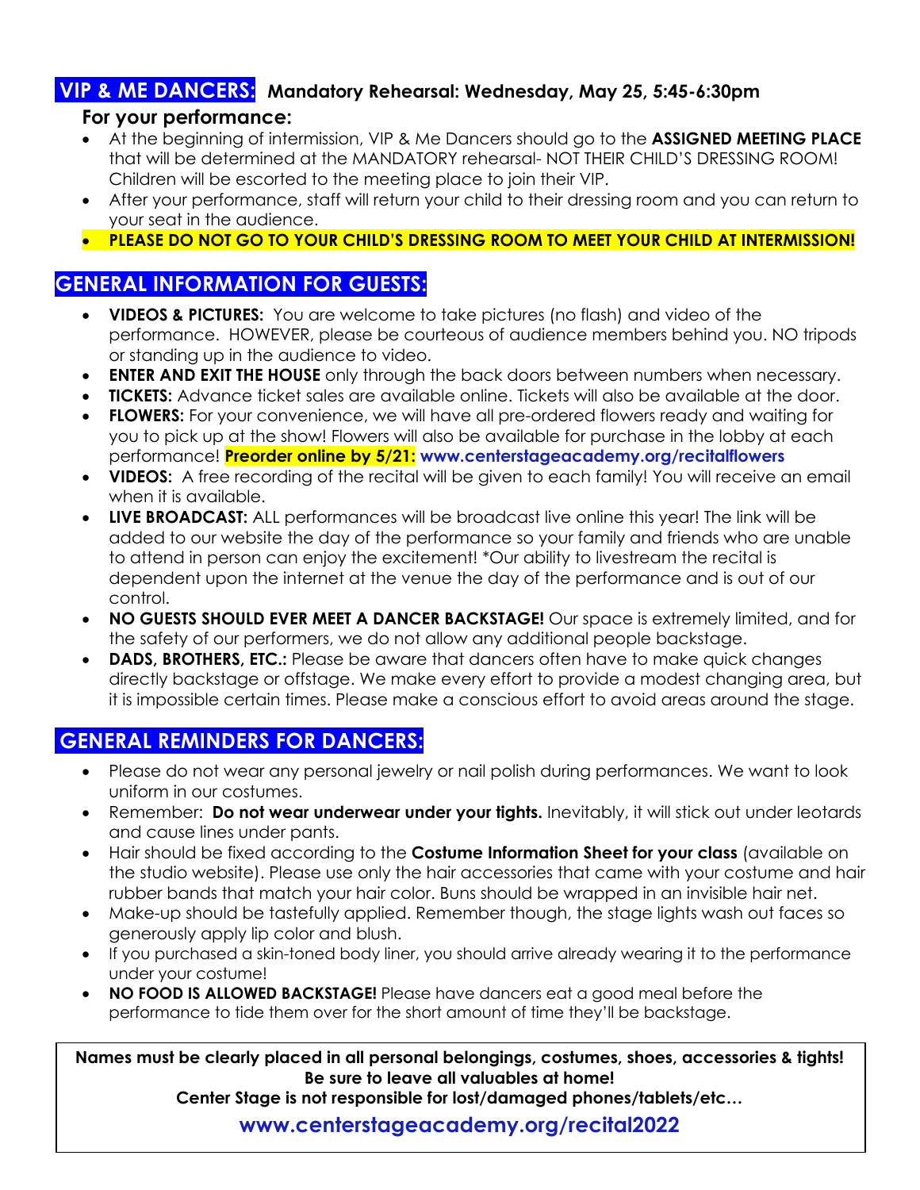## VIP & ME DANCERS: **Mandatory Rehearsal: Wednesday, May 25, 5:45-6:30pm**

**For your performance:**

- At the beginning of intermission, VIP & Me Dancers should go to the **ASSIGNED MEETING PLACE** that will be determined at the MANDATORY rehearsal- NOT THEIR CHILD'S DRESSING ROOM! Children will be escorted to the meeting place to join their VIP.
- After your performance, staff will return your child to their dressing room and you can return to your seat in the audience.
- **PLEASE DO NOT GO TO YOUR CHILD'S DRESSING ROOM TO MEET YOUR CHILD AT INTERMISSION!**

## GENERAL INFORMATION FOR GUESTS:

- **VIDEOS & PICTURES:** You are welcome to take pictures (no flash) and video of the performance. HOWEVER, please be courteous of audience members behind you. NO tripods or standing up in the audience to video.
- **ENTER AND EXIT THE HOUSE** only through the back doors between numbers when necessary.
- **TICKETS:** Advance ticket sales are available online. Tickets will also be available at the door.
- **FLOWERS:** For your convenience, we will have all pre-ordered flowers ready and waiting for you to pick up at the show! Flowers will also be available for purchase in the lobby at each performance! **Preorder online by 5/21:** **www.centerstageacademy.org/recitalflowers**
- **VIDEOS:** A free recording of the recital will be given to each family! You will receive an email when it is available.
- **LIVE BROADCAST:** ALL performances will be broadcast live online this year! The link will be added to our website the day of the performance so your family and friends who are unable to attend in person can enjoy the excitement! *Our ability to livestream the recital is dependent upon the internet at the venue the day of the performance and is out of our control.
- **NO GUESTS SHOULD EVER MEET A DANCER BACKSTAGE!** Our space is extremely limited, and for the safety of our performers, we do not allow any additional people backstage.
- **DADS, BROTHERS, ETC.:** Please be aware that dancers often have to make quick changes directly backstage or offstage. We make every effort to provide a modest changing area, but it is impossible certain times. Please make a conscious effort to avoid areas around the stage.

## GENERAL REMINDERS FOR DANCERS:

- Please do not wear any personal jewelry or nail polish during performances. We want to look uniform in our costumes.
- Remember: **Do not wear underwear under your tights.** Inevitably, it will stick out under leotards and cause lines under pants.
- Hair should be fixed according to the **Costume Information Sheet for your class** (available on the studio website). Please use only the hair accessories that came with your costume and hair rubber bands that match your hair color. Buns should be wrapped in an invisible hair net.
- Make-up should be tastefully applied. Remember though, the stage lights wash out faces so generously apply lip color and blush.
- If you purchased a skin-toned body liner, you should arrive already wearing it to the performance under your costume!
- **NO FOOD IS ALLOWED BACKSTAGE!** Please have dancers eat a good meal before the performance to tide them over for the short amount of time they'll be backstage.

**Names must be clearly placed in all personal belongings, costumes, shoes, accessories & tights!**
**Be sure to leave all valuables at home!**
**Center Stage is not responsible for lost/damaged phones/tablets/etc…**

**www.centerstageacademy.org/recital2022**